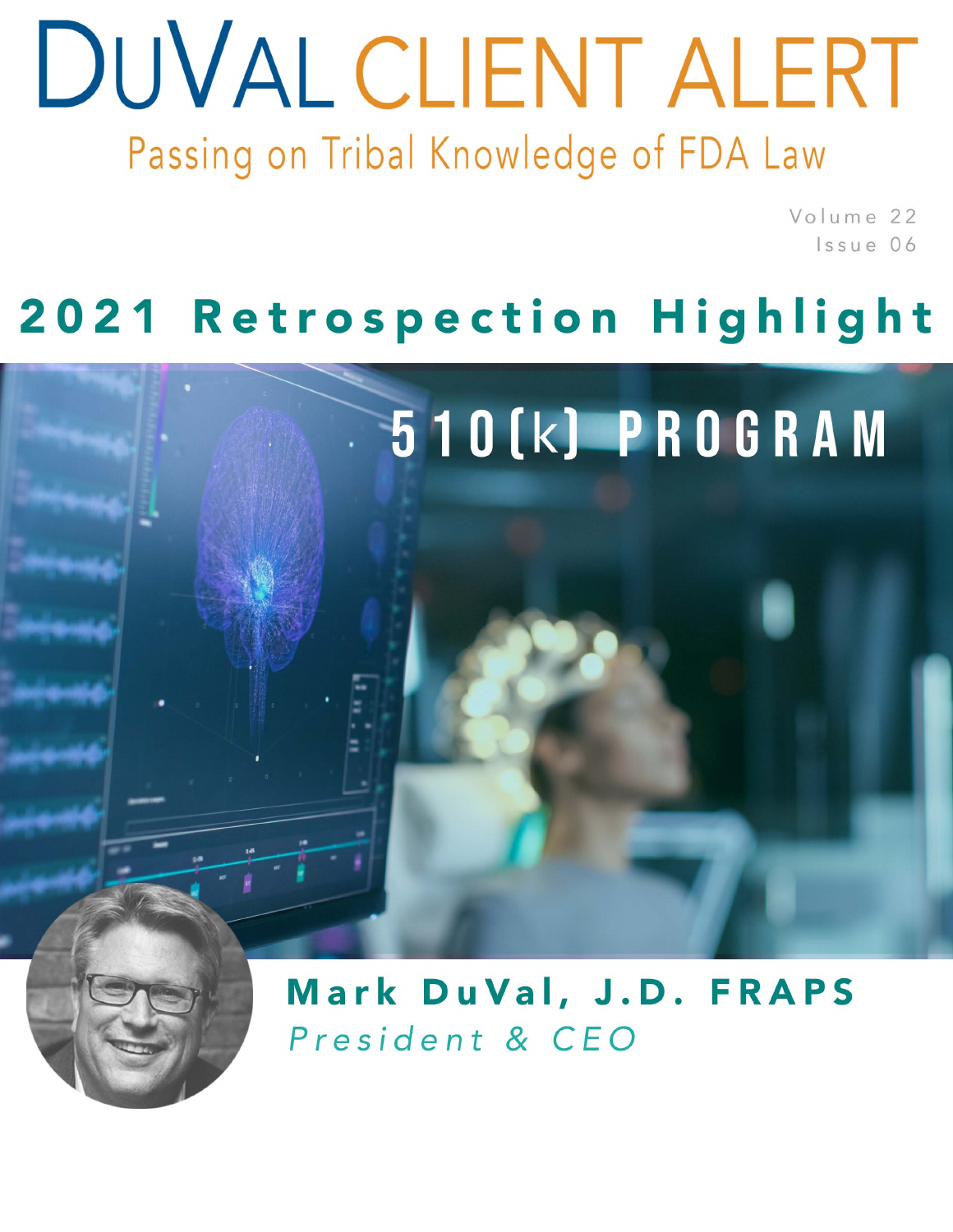# DuVal CLIENT ALERT

Passing on Tribal Knowledge of FDA Law

Volume 22
Issue 06

## 2021 Retrospection Highlight

## 510(k) PROGRAM

**Mark DuVal, J.D. FRAPS**
*President & CEO*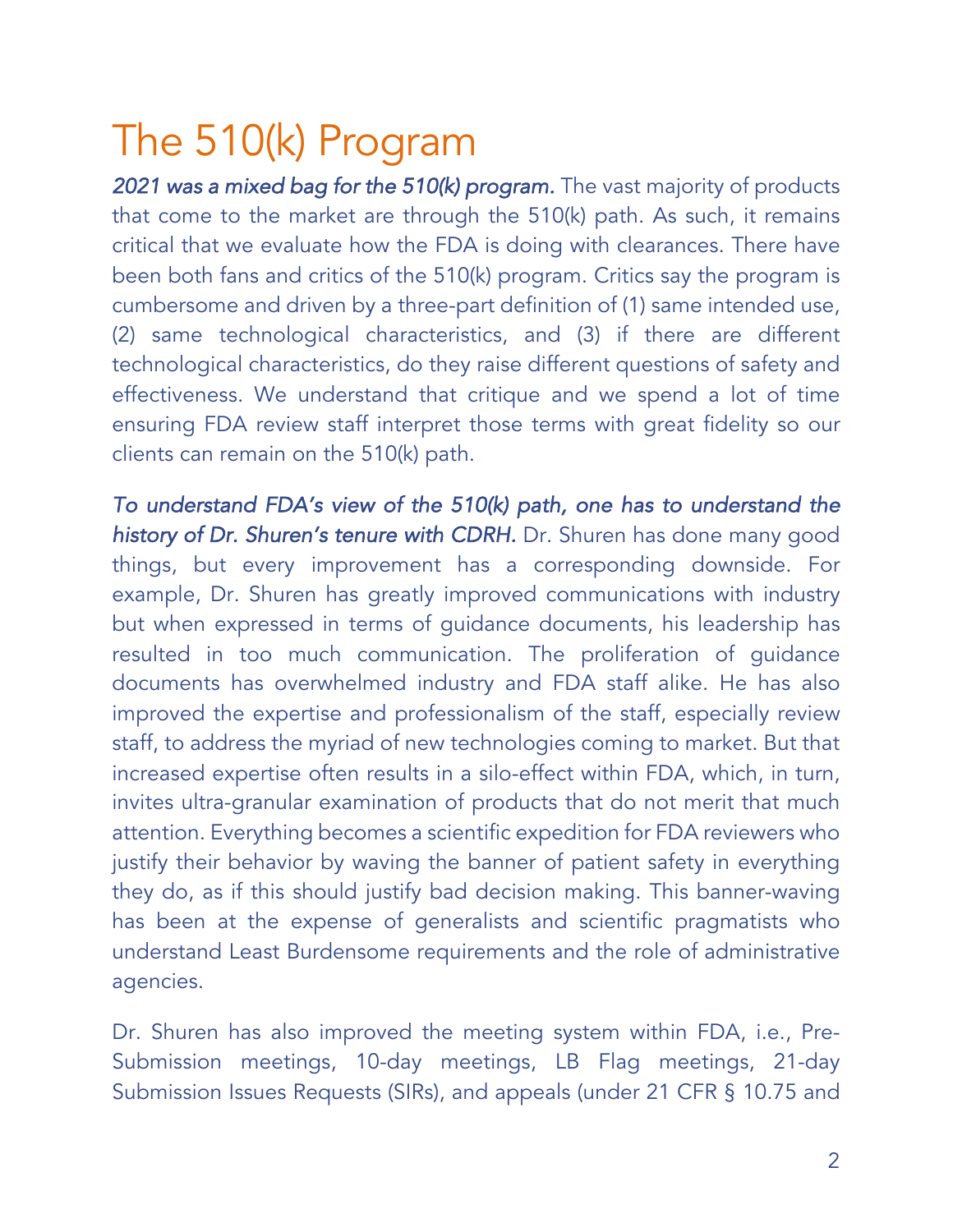# The 510(k) Program

*2021 was a mixed bag for the 510(k) program.* The vast majority of products that come to the market are through the 510(k) path. As such, it remains critical that we evaluate how the FDA is doing with clearances. There have been both fans and critics of the 510(k) program. Critics say the program is cumbersome and driven by a three-part definition of (1) same intended use, (2) same technological characteristics, and (3) if there are different technological characteristics, do they raise different questions of safety and effectiveness. We understand that critique and we spend a lot of time ensuring FDA review staff interpret those terms with great fidelity so our clients can remain on the 510(k) path.

*To understand FDA's view of the 510(k) path, one has to understand the history of Dr. Shuren's tenure with CDRH.* Dr. Shuren has done many good things, but every improvement has a corresponding downside. For example, Dr. Shuren has greatly improved communications with industry but when expressed in terms of guidance documents, his leadership has resulted in too much communication. The proliferation of guidance documents has overwhelmed industry and FDA staff alike. He has also improved the expertise and professionalism of the staff, especially review staff, to address the myriad of new technologies coming to market. But that increased expertise often results in a silo-effect within FDA, which, in turn, invites ultra-granular examination of products that do not merit that much attention. Everything becomes a scientific expedition for FDA reviewers who justify their behavior by waving the banner of patient safety in everything they do, as if this should justify bad decision making. This banner-waving has been at the expense of generalists and scientific pragmatists who understand Least Burdensome requirements and the role of administrative agencies.

Dr. Shuren has also improved the meeting system within FDA, i.e., Pre-Submission meetings, 10-day meetings, LB Flag meetings, 21-day Submission Issues Requests (SIRs), and appeals (under 21 CFR § 10.75 and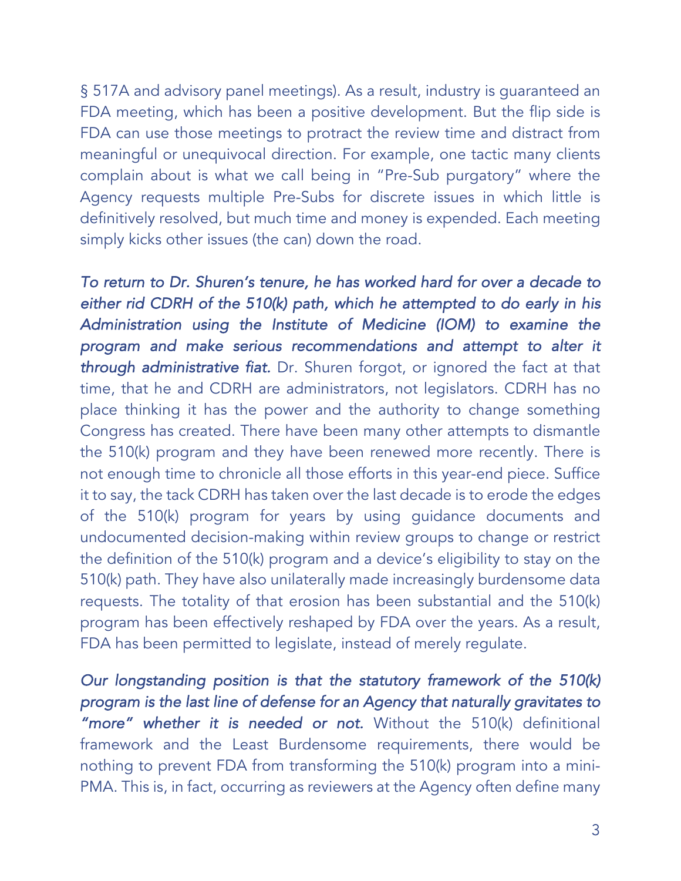§ 517A and advisory panel meetings). As a result, industry is guaranteed an FDA meeting, which has been a positive development. But the flip side is FDA can use those meetings to protract the review time and distract from meaningful or unequivocal direction. For example, one tactic many clients complain about is what we call being in "Pre-Sub purgatory" where the Agency requests multiple Pre-Subs for discrete issues in which little is definitively resolved, but much time and money is expended. Each meeting simply kicks other issues (the can) down the road.

*To return to Dr. Shuren's tenure, he has worked hard for over a decade to either rid CDRH of the 510(k) path, which he attempted to do early in his Administration using the Institute of Medicine (IOM) to examine the program and make serious recommendations and attempt to alter it through administrative fiat.* Dr. Shuren forgot, or ignored the fact at that time, that he and CDRH are administrators, not legislators. CDRH has no place thinking it has the power and the authority to change something Congress has created. There have been many other attempts to dismantle the 510(k) program and they have been renewed more recently. There is not enough time to chronicle all those efforts in this year-end piece. Suffice it to say, the tack CDRH has taken over the last decade is to erode the edges of the 510(k) program for years by using guidance documents and undocumented decision-making within review groups to change or restrict the definition of the 510(k) program and a device's eligibility to stay on the 510(k) path. They have also unilaterally made increasingly burdensome data requests. The totality of that erosion has been substantial and the 510(k) program has been effectively reshaped by FDA over the years. As a result, FDA has been permitted to legislate, instead of merely regulate.

*Our longstanding position is that the statutory framework of the 510(k) program is the last line of defense for an Agency that naturally gravitates to "more" whether it is needed or not.* Without the 510(k) definitional framework and the Least Burdensome requirements, there would be nothing to prevent FDA from transforming the 510(k) program into a mini-PMA. This is, in fact, occurring as reviewers at the Agency often define many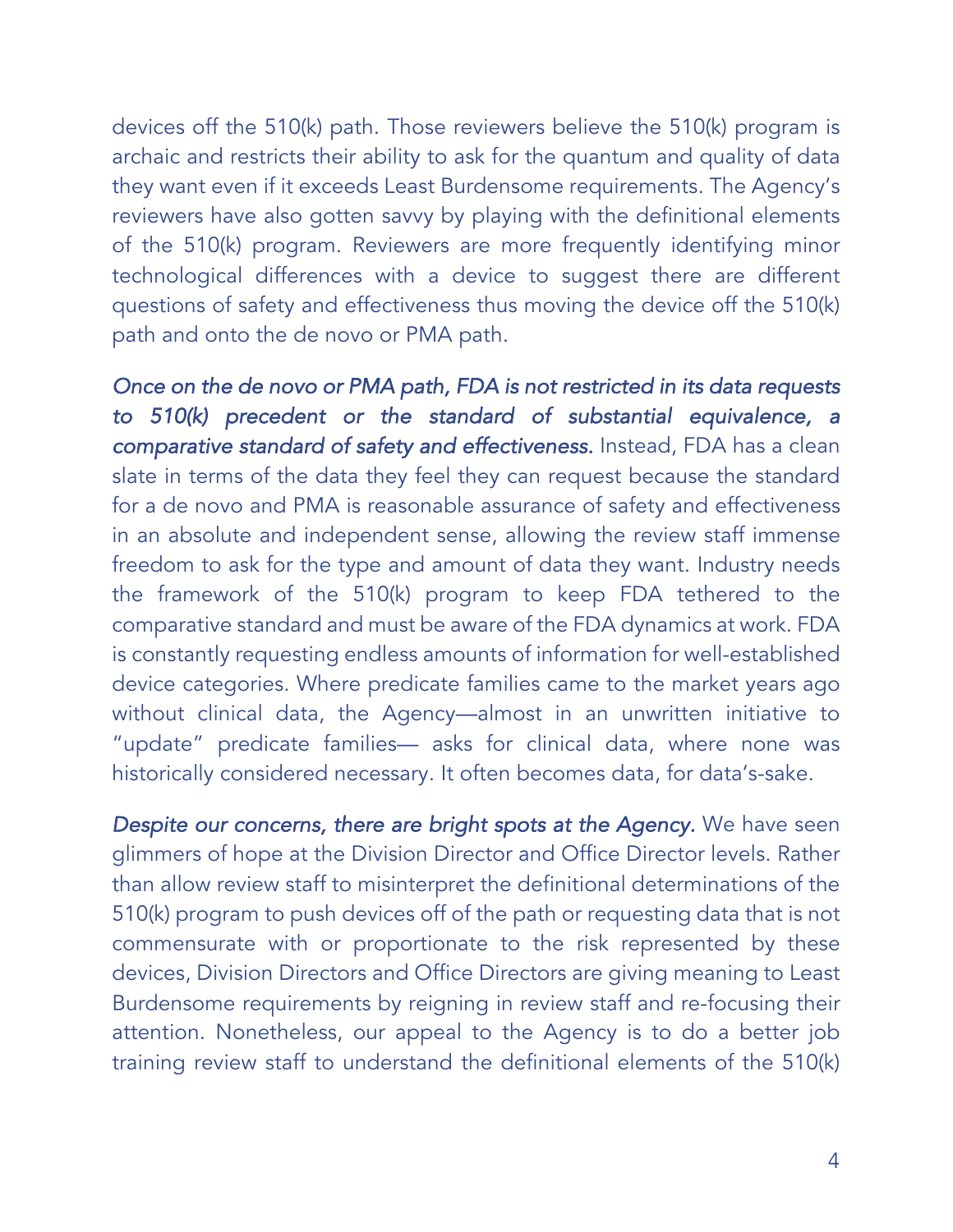devices off the 510(k) path. Those reviewers believe the 510(k) program is archaic and restricts their ability to ask for the quantum and quality of data they want even if it exceeds Least Burdensome requirements. The Agency's reviewers have also gotten savvy by playing with the definitional elements of the 510(k) program. Reviewers are more frequently identifying minor technological differences with a device to suggest there are different questions of safety and effectiveness thus moving the device off the 510(k) path and onto the de novo or PMA path.

*Once on the de novo or PMA path, FDA is not restricted in its data requests to 510(k) precedent or the standard of substantial equivalence, a comparative standard of safety and effectiveness.* Instead, FDA has a clean slate in terms of the data they feel they can request because the standard for a de novo and PMA is reasonable assurance of safety and effectiveness in an absolute and independent sense, allowing the review staff immense freedom to ask for the type and amount of data they want. Industry needs the framework of the 510(k) program to keep FDA tethered to the comparative standard and must be aware of the FDA dynamics at work. FDA is constantly requesting endless amounts of information for well-established device categories. Where predicate families came to the market years ago without clinical data, the Agency—almost in an unwritten initiative to "update" predicate families— asks for clinical data, where none was historically considered necessary. It often becomes data, for data's-sake.

*Despite our concerns, there are bright spots at the Agency.* We have seen glimmers of hope at the Division Director and Office Director levels. Rather than allow review staff to misinterpret the definitional determinations of the 510(k) program to push devices off of the path or requesting data that is not commensurate with or proportionate to the risk represented by these devices, Division Directors and Office Directors are giving meaning to Least Burdensome requirements by reigning in review staff and re-focusing their attention. Nonetheless, our appeal to the Agency is to do a better job training review staff to understand the definitional elements of the 510(k)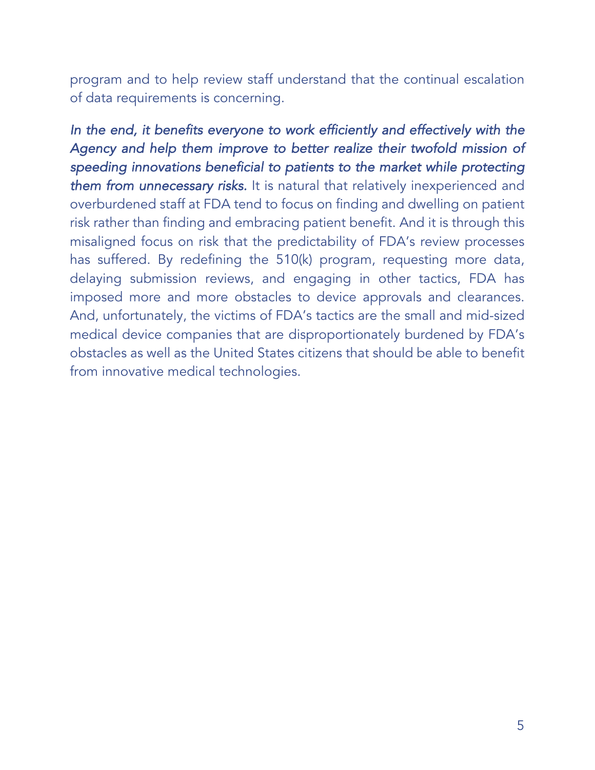program and to help review staff understand that the continual escalation of data requirements is concerning.

*In the end, it benefits everyone to work efficiently and effectively with the Agency and help them improve to better realize their twofold mission of speeding innovations beneficial to patients to the market while protecting them from unnecessary risks.* It is natural that relatively inexperienced and overburdened staff at FDA tend to focus on finding and dwelling on patient risk rather than finding and embracing patient benefit. And it is through this misaligned focus on risk that the predictability of FDA's review processes has suffered. By redefining the 510(k) program, requesting more data, delaying submission reviews, and engaging in other tactics, FDA has imposed more and more obstacles to device approvals and clearances. And, unfortunately, the victims of FDA's tactics are the small and mid-sized medical device companies that are disproportionately burdened by FDA's obstacles as well as the United States citizens that should be able to benefit from innovative medical technologies.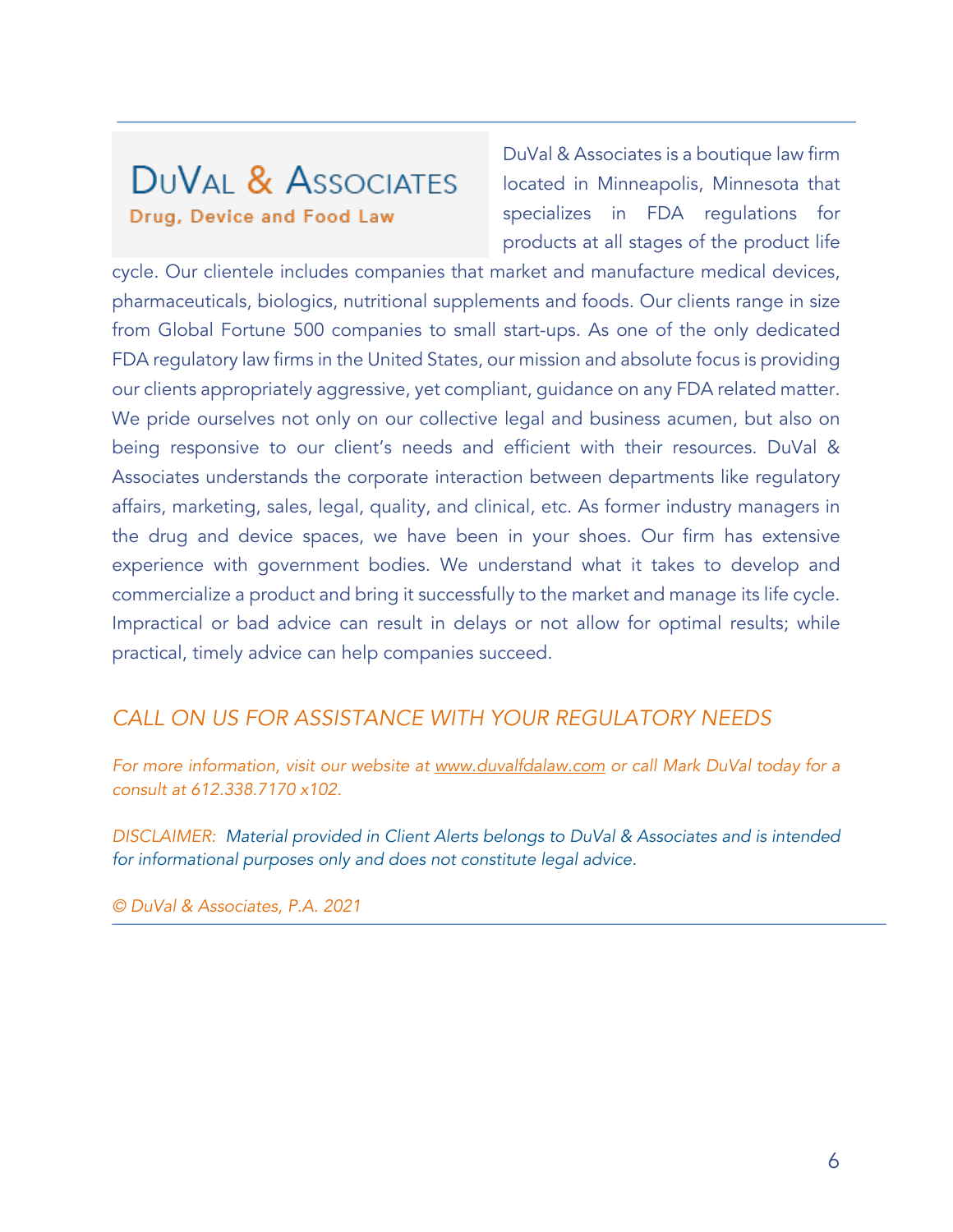DuVal & Associates

Drug, Device and Food Law

DuVal & Associates is a boutique law firm located in Minneapolis, Minnesota that specializes in FDA regulations for products at all stages of the product life cycle. Our clientele includes companies that market and manufacture medical devices, pharmaceuticals, biologics, nutritional supplements and foods. Our clients range in size from Global Fortune 500 companies to small start-ups. As one of the only dedicated FDA regulatory law firms in the United States, our mission and absolute focus is providing our clients appropriately aggressive, yet compliant, guidance on any FDA related matter. We pride ourselves not only on our collective legal and business acumen, but also on being responsive to our client's needs and efficient with their resources. DuVal & Associates understands the corporate interaction between departments like regulatory affairs, marketing, sales, legal, quality, and clinical, etc. As former industry managers in the drug and device spaces, we have been in your shoes. Our firm has extensive experience with government bodies. We understand what it takes to develop and commercialize a product and bring it successfully to the market and manage its life cycle. Impractical or bad advice can result in delays or not allow for optimal results; while practical, timely advice can help companies succeed.

## *CALL ON US FOR ASSISTANCE WITH YOUR REGULATORY NEEDS*

*For more information, visit our website at www.duvalfdalaw.com or call Mark DuVal today for a consult at 612.338.7170 x102.*

*DISCLAIMER: Material provided in Client Alerts belongs to DuVal & Associates and is intended for informational purposes only and does not constitute legal advice.*

*© DuVal & Associates, P.A. 2021*